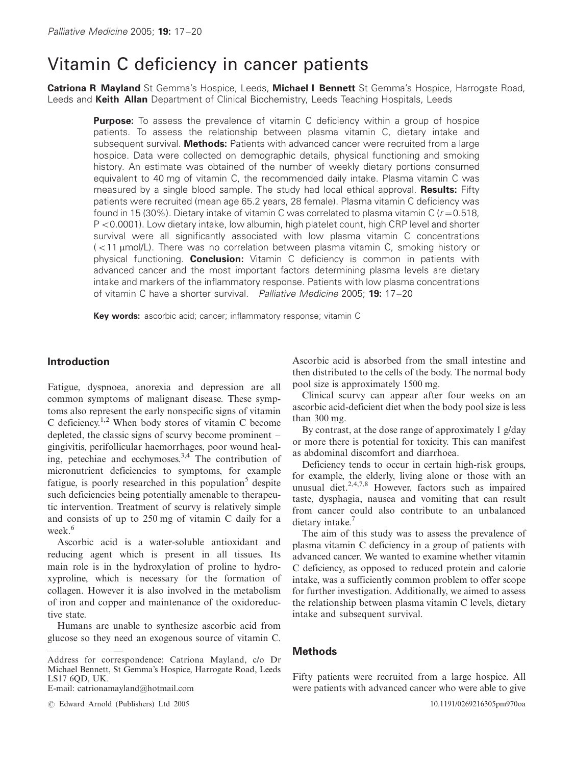# Vitamin C deficiency in cancer patients

**Catriona R Mayland** St Gemma's Hospice, Leeds, **Michael I Bennett** St Gemma's Hospice, Harrogate Road, Leeds and **Keith Allan** Department of Clinical Biochemistry, Leeds Teaching Hospitals, Leeds

**Purpose:** To assess the prevalence of vitamin C deficiency within a group of hospice patients. To assess the relationship between plasma vitamin C, dietary intake and subsequent survival. **Methods:** Patients with advanced cancer were recruited from a large hospice. Data were collected on demographic details, physical functioning and smoking history. An estimate was obtained of the number of weekly dietary portions consumed equivalent to 40 mg of vitamin C, the recommended daily intake. Plasma vitamin C was measured by a single blood sample. The study had local ethical approval. **Results:** Fifty patients were recruited (mean age 65.2 years, 28 female). Plasma vitamin C deficiency was found in 15 (30%). Dietary intake of vitamin C was correlated to plasma vitamin C ($r = 0.518$, $P < 0.0001$). Low dietary intake, low albumin, high platelet count, high CRP level and shorter survival were all significantly associated with low plasma vitamin C concentrations (< 11 μmol/L). There was no correlation between plasma vitamin C, smoking history or physical functioning. **Conclusion:** Vitamin C deficiency is common in patients with advanced cancer and the most important factors determining plasma levels are dietary intake and markers of the inflammatory response. Patients with low plasma concentrations of vitamin C have a shorter survival. *Palliative Medicine* 2005; **19:** 17–20

**Key words:** ascorbic acid; cancer; inflammatory response; vitamin C

## Introduction

Fatigue, dyspnoea, anorexia and depression are all common symptoms of malignant disease. These symptoms also represent the early nonspecific signs of vitamin C deficiency.[1,2] When body stores of vitamin C become depleted, the classic signs of scurvy become prominent – gingivitis, perifollicular haemorrhages, poor wound healing, petechiae and ecchymoses.[3,4] The contribution of micronutrient deficiencies to symptoms, for example fatigue, is poorly researched in this population[5] despite such deficiencies being potentially amenable to therapeutic intervention. Treatment of scurvy is relatively simple and consists of up to 250 mg of vitamin C daily for a week.[6]

Ascorbic acid is a water-soluble antioxidant and reducing agent which is present in all tissues. Its main role is in the hydroxylation of proline to hydroxyproline, which is necessary for the formation of collagen. However it is also involved in the metabolism of iron and copper and maintenance of the oxidoreductive state.

Humans are unable to synthesize ascorbic acid from glucose so they need an exogenous source of vitamin C. Ascorbic acid is absorbed from the small intestine and then distributed to the cells of the body. The normal body pool size is approximately 1500 mg.

Clinical scurvy can appear after four weeks on an ascorbic acid-deficient diet when the body pool size is less than 300 mg.

By contrast, at the dose range of approximately 1 g/day or more there is potential for toxicity. This can manifest as abdominal discomfort and diarrhoea.

Deficiency tends to occur in certain high-risk groups, for example, the elderly, living alone or those with an unusual diet.[2,4,7,8] However, factors such as impaired taste, dysphagia, nausea and vomiting that can result from cancer could also contribute to an unbalanced dietary intake.[7]

The aim of this study was to assess the prevalence of plasma vitamin C deficiency in a group of patients with advanced cancer. We wanted to examine whether vitamin C deficiency, as opposed to reduced protein and calorie intake, was a sufficiently common problem to offer scope for further investigation. Additionally, we aimed to assess the relationship between plasma vitamin C levels, dietary intake and subsequent survival.

## Methods

Fifty patients were recruited from a large hospice. All were patients with advanced cancer who were able to give

Address for correspondence: Catriona Mayland, c/o Dr Michael Bennett, St Gemma's Hospice, Harrogate Road, Leeds LS17 6QD, UK.
E-mail: catrionamayland@hotmail.com

© Edward Arnold (Publishers) Ltd 2005 10.1191/0269216305pm970oa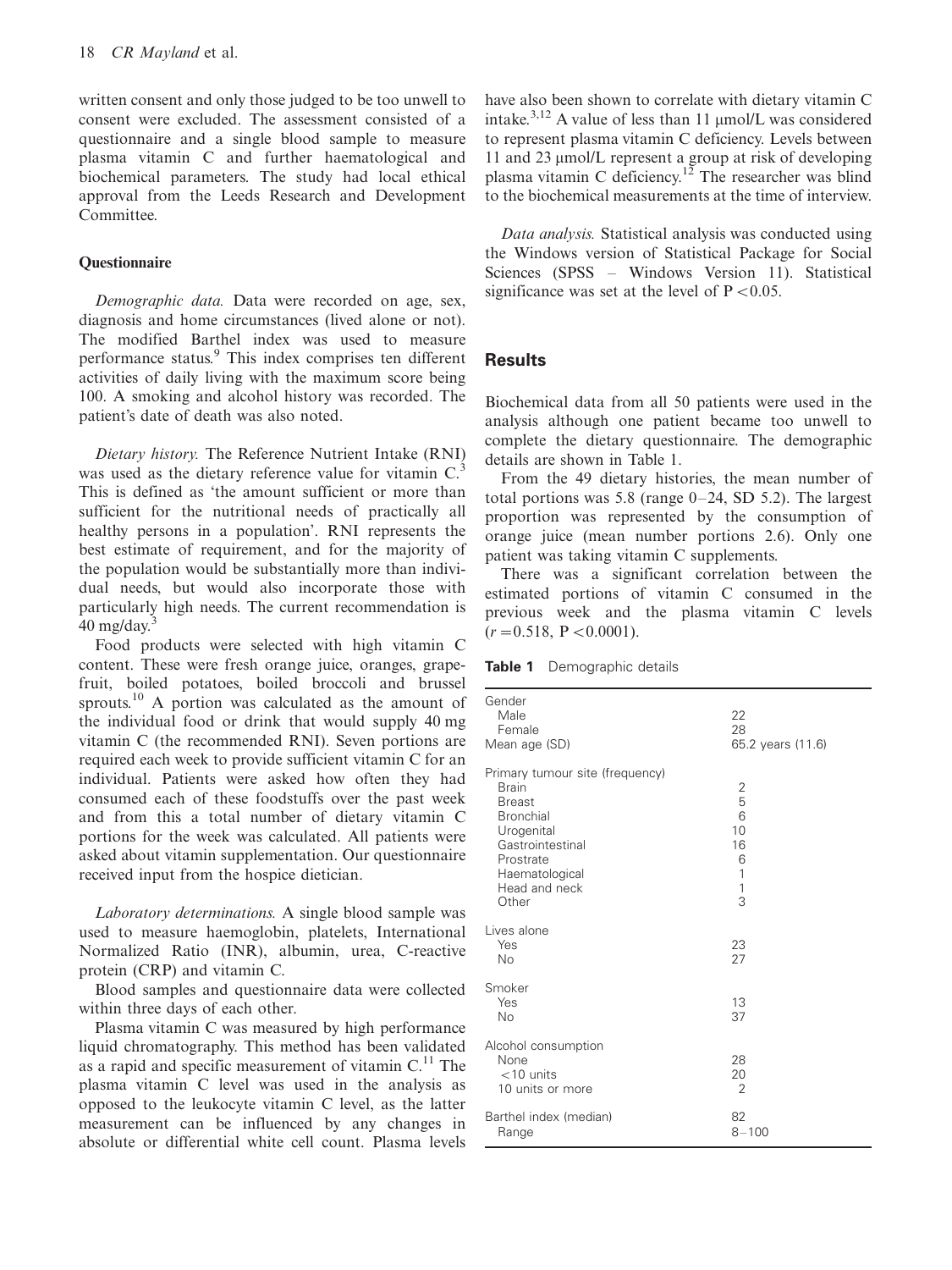written consent and only those judged to be too unwell to consent were excluded. The assessment consisted of a questionnaire and a single blood sample to measure plasma vitamin C and further haematological and biochemical parameters. The study had local ethical approval from the Leeds Research and Development Committee.

### Questionnaire

*Demographic data.* Data were recorded on age, sex, diagnosis and home circumstances (lived alone or not). The modified Barthel index was used to measure performance status.[9] This index comprises ten different activities of daily living with the maximum score being 100. A smoking and alcohol history was recorded. The patient's date of death was also noted.

*Dietary history.* The Reference Nutrient Intake (RNI) was used as the dietary reference value for vitamin C.[3] This is defined as 'the amount sufficient or more than sufficient for the nutritional needs of practically all healthy persons in a population'. RNI represents the best estimate of requirement, and for the majority of the population would be substantially more than individual needs, but would also incorporate those with particularly high needs. The current recommendation is 40 mg/day.[3]

Food products were selected with high vitamin C content. These were fresh orange juice, oranges, grapefruit, boiled potatoes, boiled broccoli and brussel sprouts.[10] A portion was calculated as the amount of the individual food or drink that would supply 40 mg vitamin C (the recommended RNI). Seven portions are required each week to provide sufficient vitamin C for an individual. Patients were asked how often they had consumed each of these foodstuffs over the past week and from this a total number of dietary vitamin C portions for the week was calculated. All patients were asked about vitamin supplementation. Our questionnaire received input from the hospice dietician.

*Laboratory determinations.* A single blood sample was used to measure haemoglobin, platelets, International Normalized Ratio (INR), albumin, urea, C-reactive protein (CRP) and vitamin C.

Blood samples and questionnaire data were collected within three days of each other.

Plasma vitamin C was measured by high performance liquid chromatography. This method has been validated as a rapid and specific measurement of vitamin C.[11] The plasma vitamin C level was used in the analysis as opposed to the leukocyte vitamin C level, as the latter measurement can be influenced by any changes in absolute or differential white cell count. Plasma levels have also been shown to correlate with dietary vitamin C intake.[3,12] A value of less than 11 μmol/L was considered to represent plasma vitamin C deficiency. Levels between 11 and 23 μmol/L represent a group at risk of developing plasma vitamin C deficiency.[12] The researcher was blind to the biochemical measurements at the time of interview.

*Data analysis.* Statistical analysis was conducted using the Windows version of Statistical Package for Social Sciences (SPSS – Windows Version 11). Statistical significance was set at the level of $P < 0.05$.

## Results

Biochemical data from all 50 patients were used in the analysis although one patient became too unwell to complete the dietary questionnaire. The demographic details are shown in Table 1.

From the 49 dietary histories, the mean number of total portions was 5.8 (range 0–24, SD 5.2). The largest proportion was represented by the consumption of orange juice (mean number portions 2.6). Only one patient was taking vitamin C supplements.

There was a significant correlation between the estimated portions of vitamin C consumed in the previous week and the plasma vitamin C levels ($r = 0.518$, $P < 0.0001$).

**Table 1** Demographic details

| | |
|---|---|
| Gender | |
| Male | 22 |
| Female | 28 |
| Mean age (SD) | 65.2 years (11.6) |
| Primary tumour site (frequency) | |
| Brain | 2 |
| Breast | 5 |
| Bronchial | 6 |
| Urogenital | 10 |
| Gastrointestinal | 16 |
| Prostrate | 6 |
| Haematological | 1 |
| Head and neck | 1 |
| Other | 3 |
| Lives alone | |
| Yes | 23 |
| No | 27 |
| Smoker | |
| Yes | 13 |
| No | 37 |
| Alcohol consumption | |
| None | 28 |
| <10 units | 20 |
| 10 units or more | 2 |
| Barthel index (median) | 82 |
| Range | 8–100 |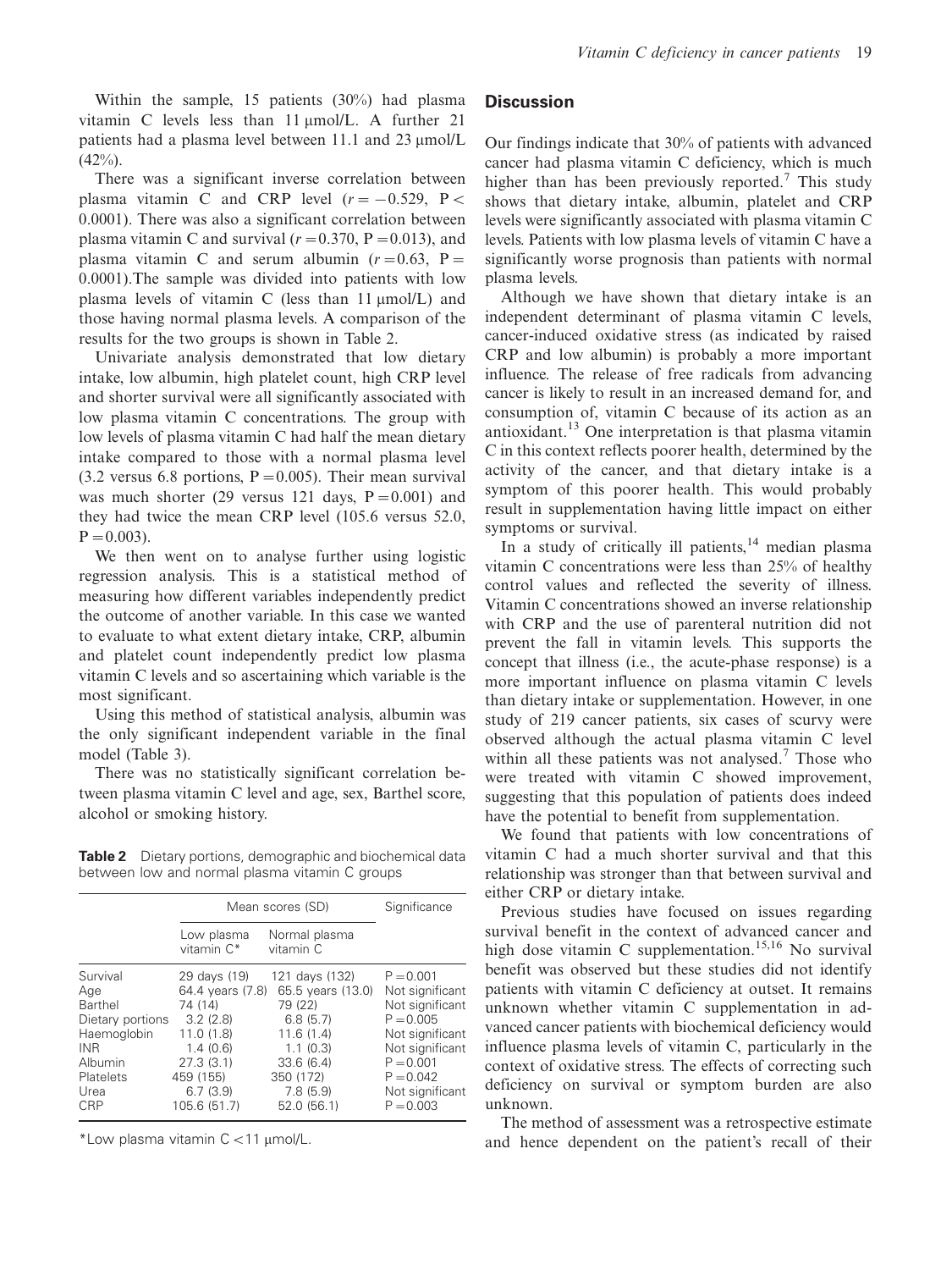Within the sample, 15 patients (30%) had plasma vitamin C levels less than 11 μmol/L. A further 21 patients had a plasma level between 11.1 and 23 μmol/L (42%).

There was a significant inverse correlation between plasma vitamin C and CRP level ($r = -0.529$, $P < 0.0001$). There was also a significant correlation between plasma vitamin C and survival ($r = 0.370$, $P = 0.013$), and plasma vitamin C and serum albumin ($r = 0.63$, $P = 0.0001$).The sample was divided into patients with low plasma levels of vitamin C (less than 11 μmol/L) and those having normal plasma levels. A comparison of the results for the two groups is shown in Table 2.

Univariate analysis demonstrated that low dietary intake, low albumin, high platelet count, high CRP level and shorter survival were all significantly associated with low plasma vitamin C concentrations. The group with low levels of plasma vitamin C had half the mean dietary intake compared to those with a normal plasma level (3.2 versus 6.8 portions, $P = 0.005$). Their mean survival was much shorter (29 versus 121 days, $P = 0.001$) and they had twice the mean CRP level (105.6 versus 52.0, $P = 0.003$).

We then went on to analyse further using logistic regression analysis. This is a statistical method of measuring how different variables independently predict the outcome of another variable. In this case we wanted to evaluate to what extent dietary intake, CRP, albumin and platelet count independently predict low plasma vitamin C levels and so ascertaining which variable is the most significant.

Using this method of statistical analysis, albumin was the only significant independent variable in the final model (Table 3).

There was no statistically significant correlation between plasma vitamin C level and age, sex, Barthel score, alcohol or smoking history.

**Table 2** Dietary portions, demographic and biochemical data between low and normal plasma vitamin C groups

| | Mean scores (SD) | | Significance |
|---|---|---|---|
| | Low plasma vitamin C* | Normal plasma vitamin C | |
| Survival | 29 days (19) | 121 days (132) | $P = 0.001$ |
| Age | 64.4 years (7.8) | 65.5 years (13.0) | Not significant |
| Barthel | 74 (14) | 79 (22) | Not significant |
| Dietary portions | 3.2 (2.8) | 6.8 (5.7) | $P = 0.005$ |
| Haemoglobin | 11.0 (1.8) | 11.6 (1.4) | Not significant |
| INR | 1.4 (0.6) | 1.1 (0.3) | Not significant |
| Albumin | 27.3 (3.1) | 33.6 (6.4) | $P = 0.001$ |
| Platelets | 459 (155) | 350 (172) | $P = 0.042$ |
| Urea | 6.7 (3.9) | 7.8 (5.9) | Not significant |
| CRP | 105.6 (51.7) | 52.0 (56.1) | $P = 0.003$ |

*Low plasma vitamin C <11 μmol/L.

## Discussion

Our findings indicate that 30% of patients with advanced cancer had plasma vitamin C deficiency, which is much higher than has been previously reported.[7] This study shows that dietary intake, albumin, platelet and CRP levels were significantly associated with plasma vitamin C levels. Patients with low plasma levels of vitamin C have a significantly worse prognosis than patients with normal plasma levels.

Although we have shown that dietary intake is an independent determinant of plasma vitamin C levels, cancer-induced oxidative stress (as indicated by raised CRP and low albumin) is probably a more important influence. The release of free radicals from advancing cancer is likely to result in an increased demand for, and consumption of, vitamin C because of its action as an antioxidant.[13] One interpretation is that plasma vitamin C in this context reflects poorer health, determined by the activity of the cancer, and that dietary intake is a symptom of this poorer health. This would probably result in supplementation having little impact on either symptoms or survival.

In a study of critically ill patients,[14] median plasma vitamin C concentrations were less than 25% of healthy control values and reflected the severity of illness. Vitamin C concentrations showed an inverse relationship with CRP and the use of parenteral nutrition did not prevent the fall in vitamin levels. This supports the concept that illness (i.e., the acute-phase response) is a more important influence on plasma vitamin C levels than dietary intake or supplementation. However, in one study of 219 cancer patients, six cases of scurvy were observed although the actual plasma vitamin C level within all these patients was not analysed.[7] Those who were treated with vitamin C showed improvement, suggesting that this population of patients does indeed have the potential to benefit from supplementation.

We found that patients with low concentrations of vitamin C had a much shorter survival and that this relationship was stronger than that between survival and either CRP or dietary intake.

Previous studies have focused on issues regarding survival benefit in the context of advanced cancer and high dose vitamin C supplementation.[15,16] No survival benefit was observed but these studies did not identify patients with vitamin C deficiency at outset. It remains unknown whether vitamin C supplementation in advanced cancer patients with biochemical deficiency would influence plasma levels of vitamin C, particularly in the context of oxidative stress. The effects of correcting such deficiency on survival or symptom burden are also unknown.

The method of assessment was a retrospective estimate and hence dependent on the patient's recall of their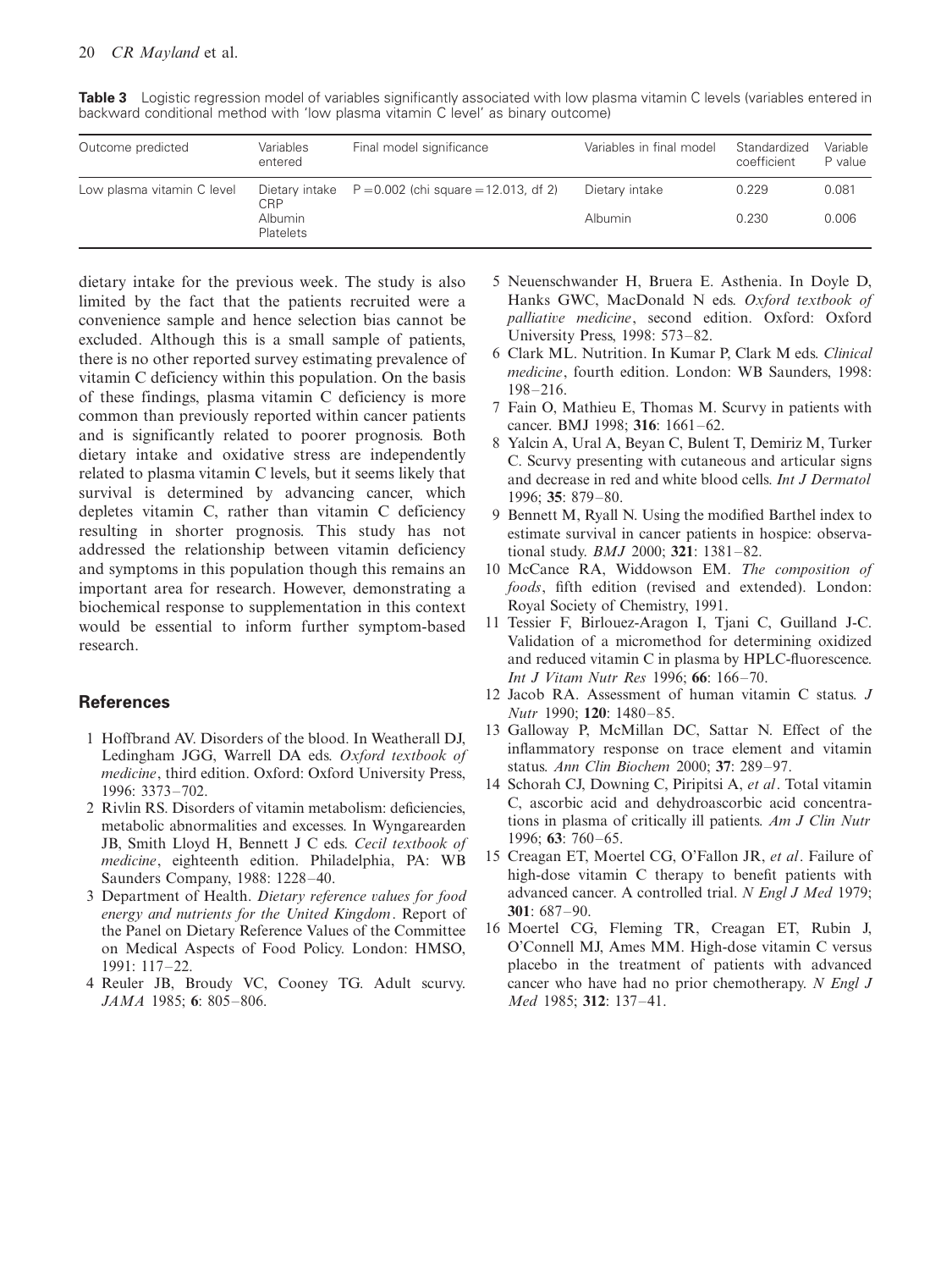**Table 3** Logistic regression model of variables significantly associated with low plasma vitamin C levels (variables entered in backward conditional method with 'low plasma vitamin C level' as binary outcome)

| Outcome predicted | Variables entered | Final model significance | Variables in final model | Standardized coefficient | Variable P value |
|---|---|---|---|---|---|
| Low plasma vitamin C level | Dietary intake<br>CRP | P = 0.002 (chi square = 12.013, df 2) | Dietary intake | 0.229 | 0.081 |
| | Albumin<br>Platelets | | Albumin | 0.230 | 0.006 |

dietary intake for the previous week. The study is also limited by the fact that the patients recruited were a convenience sample and hence selection bias cannot be excluded. Although this is a small sample of patients, there is no other reported survey estimating prevalence of vitamin C deficiency within this population. On the basis of these findings, plasma vitamin C deficiency is more common than previously reported within cancer patients and is significantly related to poorer prognosis. Both dietary intake and oxidative stress are independently related to plasma vitamin C levels, but it seems likely that survival is determined by advancing cancer, which depletes vitamin C, rather than vitamin C deficiency resulting in shorter prognosis. This study has not addressed the relationship between vitamin deficiency and symptoms in this population though this remains an important area for research. However, demonstrating a biochemical response to supplementation in this context would be essential to inform further symptom-based research.

## References

1 Hoffbrand AV. Disorders of the blood. In Weatherall DJ, Ledingham JGG, Warrell DA eds. *Oxford textbook of medicine*, third edition. Oxford: Oxford University Press, 1996: 3373–702.

2 Rivlin RS. Disorders of vitamin metabolism: deficiencies, metabolic abnormalities and excesses. In Wyngarearden JB, Smith Lloyd H, Bennett J C eds. *Cecil textbook of medicine*, eighteenth edition. Philadelphia, PA: WB Saunders Company, 1988: 1228–40.

3 Department of Health. *Dietary reference values for food energy and nutrients for the United Kingdom*. Report of the Panel on Dietary Reference Values of the Committee on Medical Aspects of Food Policy. London: HMSO, 1991: 117–22.

4 Reuler JB, Broudy VC, Cooney TG. Adult scurvy. *JAMA* 1985; **6**: 805–806.

5 Neuenschwander H, Bruera E. Asthenia. In Doyle D, Hanks GWC, MacDonald N eds. *Oxford textbook of palliative medicine*, second edition. Oxford: Oxford University Press, 1998: 573–82.

6 Clark ML. Nutrition. In Kumar P, Clark M eds. *Clinical medicine*, fourth edition. London: WB Saunders, 1998: 198–216.

7 Fain O, Mathieu E, Thomas M. Scurvy in patients with cancer. BMJ 1998; **316**: 1661–62.

8 Yalcin A, Ural A, Beyan C, Bulent T, Demiriz M, Turker C. Scurvy presenting with cutaneous and articular signs and decrease in red and white blood cells. *Int J Dermatol* 1996; **35**: 879–80.

9 Bennett M, Ryall N. Using the modified Barthel index to estimate survival in cancer patients in hospice: observational study. *BMJ* 2000; **321**: 1381–82.

10 McCance RA, Widdowson EM. *The composition of foods*, fifth edition (revised and extended). London: Royal Society of Chemistry, 1991.

11 Tessier F, Birlouez-Aragon I, Tjani C, Guilland J-C. Validation of a micromethod for determining oxidized and reduced vitamin C in plasma by HPLC-fluorescence. *Int J Vitam Nutr Res* 1996; **66**: 166–70.

12 Jacob RA. Assessment of human vitamin C status. *J Nutr* 1990; **120**: 1480–85.

13 Galloway P, McMillan DC, Sattar N. Effect of the inflammatory response on trace element and vitamin status. *Ann Clin Biochem* 2000; **37**: 289–97.

14 Schorah CJ, Downing C, Piripitsi A, *et al*. Total vitamin C, ascorbic acid and dehydroascorbic acid concentrations in plasma of critically ill patients. *Am J Clin Nutr* 1996; **63**: 760–65.

15 Creagan ET, Moertel CG, O'Fallon JR, *et al*. Failure of high-dose vitamin C therapy to benefit patients with advanced cancer. A controlled trial. *N Engl J Med* 1979; **301**: 687–90.

16 Moertel CG, Fleming TR, Creagan ET, Rubin J, O'Connell MJ, Ames MM. High-dose vitamin C versus placebo in the treatment of patients with advanced cancer who have had no prior chemotherapy. *N Engl J Med* 1985; **312**: 137–41.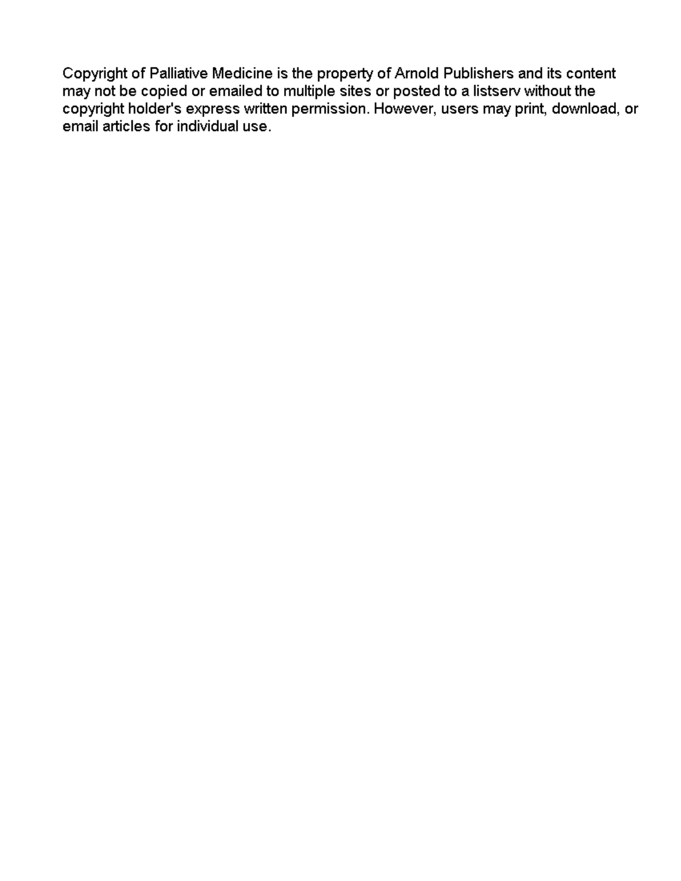Copyright of Palliative Medicine is the property of Arnold Publishers and its content may not be copied or emailed to multiple sites or posted to a listserv without the copyright holder's express written permission. However, users may print, download, or email articles for individual use.